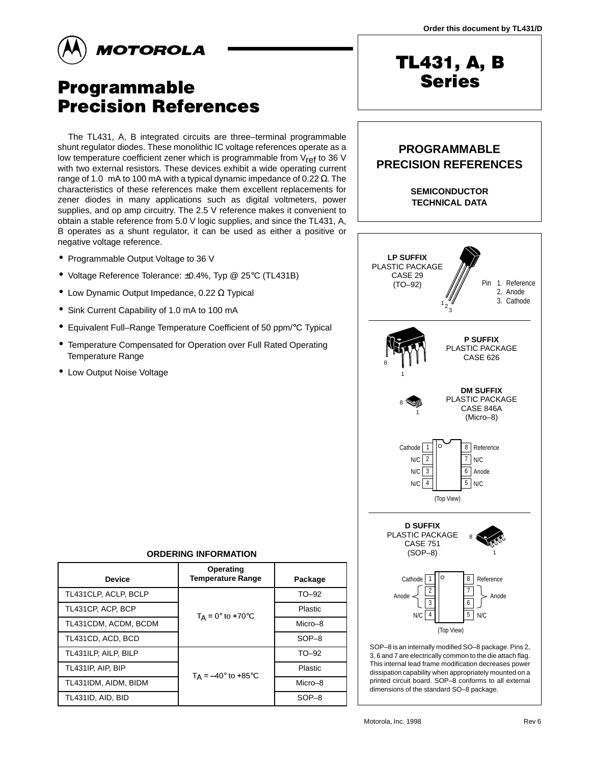Order this document by TL431/D

**MOTOROLA**

# Programmable Precision References

# TL431, A, B Series

The TL431, A, B integrated circuits are three–terminal programmable shunt regulator diodes. These monolithic IC voltage references operate as a low temperature coefficient zener which is programmable from $V_{ref}$ to 36 V with two external resistors. These devices exhibit a wide operating current range of 1.0 mA to 100 mA with a typical dynamic impedance of 0.22 Ω. The characteristics of these references make them excellent replacements for zener diodes in many applications such as digital voltmeters, power supplies, and op amp circuitry. The 2.5 V reference makes it convenient to obtain a stable reference from 5.0 V logic supplies, and since the TL431, A, B operates as a shunt regulator, it can be used as either a positive or negative voltage reference.

- Programmable Output Voltage to 36 V
- Voltage Reference Tolerance: ±0.4%, Typ @ 25°C (TL431B)
- Low Dynamic Output Impedance, 0.22 Ω Typical
- Sink Current Capability of 1.0 mA to 100 mA
- Equivalent Full–Range Temperature Coefficient of 50 ppm/°C Typical
- Temperature Compensated for Operation over Full Rated Operating Temperature Range
- Low Output Noise Voltage

**PROGRAMMABLE PRECISION REFERENCES**

**SEMICONDUCTOR TECHNICAL DATA**

**LP SUFFIX**
PLASTIC PACKAGE
CASE 29
(TO–92)

Pin 1. Reference
2. Anode
3. Cathode

**P SUFFIX**
PLASTIC PACKAGE
CASE 626

**DM SUFFIX**
PLASTIC PACKAGE
CASE 846A
(Micro–8)

| Pin | Function | Pin | Function |
|---|---|---|---|
| 1 | Cathode | 8 | Reference |
| 2 | N/C | 7 | N/C |
| 3 | N/C | 6 | Anode |
| 4 | N/C | 5 | N/C |

(Top View)

**D SUFFIX**
PLASTIC PACKAGE
CASE 751
(SOP–8)

| Pin | Function | Pin | Function |
|---|---|---|---|
| 1 | Cathode | 8 | Reference |
| 2 | Anode | 7 | Anode |
| 3 | Anode | 6 | Anode |
| 4 | N/C | 5 | N/C |

(Top View)

SOP–8 is an internally modified SO–8 package. Pins 2, 3, 6 and 7 are electrically common to the die attach flag. This internal lead frame modification decreases power dissipation capability when appropriately mounted on a printed circuit board. SOP–8 conforms to all external dimensions of the standard SO–8 package.

**ORDERING INFORMATION**

| Device | Operating Temperature Range | Package |
|---|---|---|
| TL431CLP, ACLP, BCLP | $T_A$ = 0° to +70°C | TO–92 |
| TL431CP, ACP, BCP | | Plastic |
| TL431CDM, ACDM, BCDM | | Micro–8 |
| TL431CD, ACD, BCD | | SOP–8 |
| TL431ILP, AILP, BILP | $T_A$ = –40° to +85°C | TO–92 |
| TL431IP, AIP, BIP | | Plastic |
| TL431IDM, AIDM, BIDM | | Micro–8 |
| TL431ID, AID, BID | | SOP–8 |

Motorola, Inc. 1998 Rev 6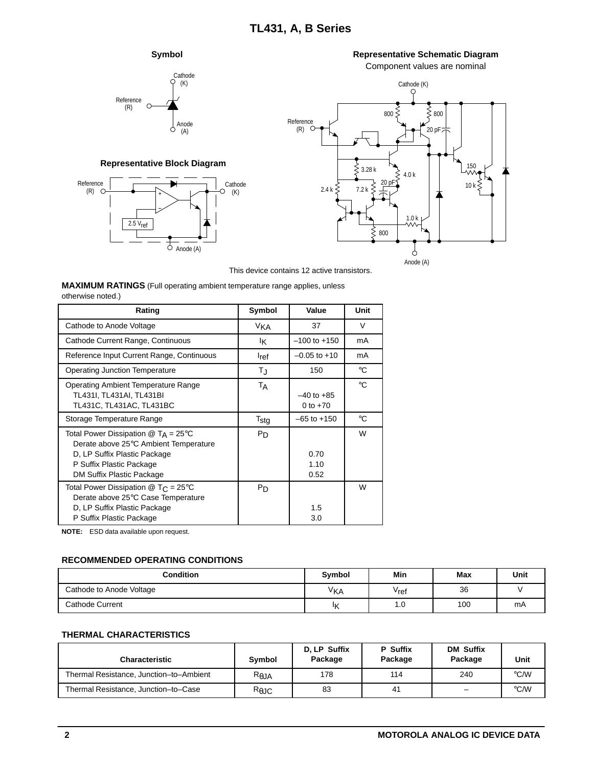### Symbol

### Representative Block Diagram

### Representative Schematic Diagram

Component values are nominal

This device contains 12 active transistors.

**MAXIMUM RATINGS** (Full operating ambient temperature range applies, unless otherwise noted.)

| Rating | Symbol | Value | Unit |
|---|---|---|---|
| Cathode to Anode Voltage | $V_{KA}$ | 37 | V |
| Cathode Current Range, Continuous | $I_K$ | –100 to +150 | mA |
| Reference Input Current Range, Continuous | $I_{ref}$ | –0.05 to +10 | mA |
| Operating Junction Temperature | $T_J$ | 150 | °C |
| Operating Ambient Temperature Range<br>TL431I, TL431AI, TL431BI<br>TL431C, TL431AC, TL431BC | $T_A$ | <br>–40 to +85<br>0 to +70 | °C |
| Storage Temperature Range | $T_{stg}$ | –65 to +150 | °C |
| Total Power Dissipation @ $T_A$ = 25°C<br>Derate above 25°C Ambient Temperature<br>D, LP Suffix Plastic Package<br>P Suffix Plastic Package<br>DM Suffix Plastic Package | $P_D$ | <br><br>0.70<br>1.10<br>0.52 | W |
| Total Power Dissipation @ $T_C$ = 25°C<br>Derate above 25°C Case Temperature<br>D, LP Suffix Plastic Package<br>P Suffix Plastic Package | $P_D$ | <br><br>1.5<br>3.0 | W |

**NOTE:** ESD data available upon request.

### RECOMMENDED OPERATING CONDITIONS

| Condition | Symbol | Min | Max | Unit |
|---|---|---|---|---|
| Cathode to Anode Voltage | $V_{KA}$ | $V_{ref}$ | 36 | V |
| Cathode Current | $I_K$ | 1.0 | 100 | mA |

### THERMAL CHARACTERISTICS

| Characteristic | Symbol | D, LP Suffix Package | P Suffix Package | DM Suffix Package | Unit |
|---|---|---|---|---|---|
| Thermal Resistance, Junction–to–Ambient | $R_{\theta JA}$ | 178 | 114 | 240 | °C/W |
| Thermal Resistance, Junction–to–Case | $R_{\theta JC}$ | 83 | 41 | – | °C/W |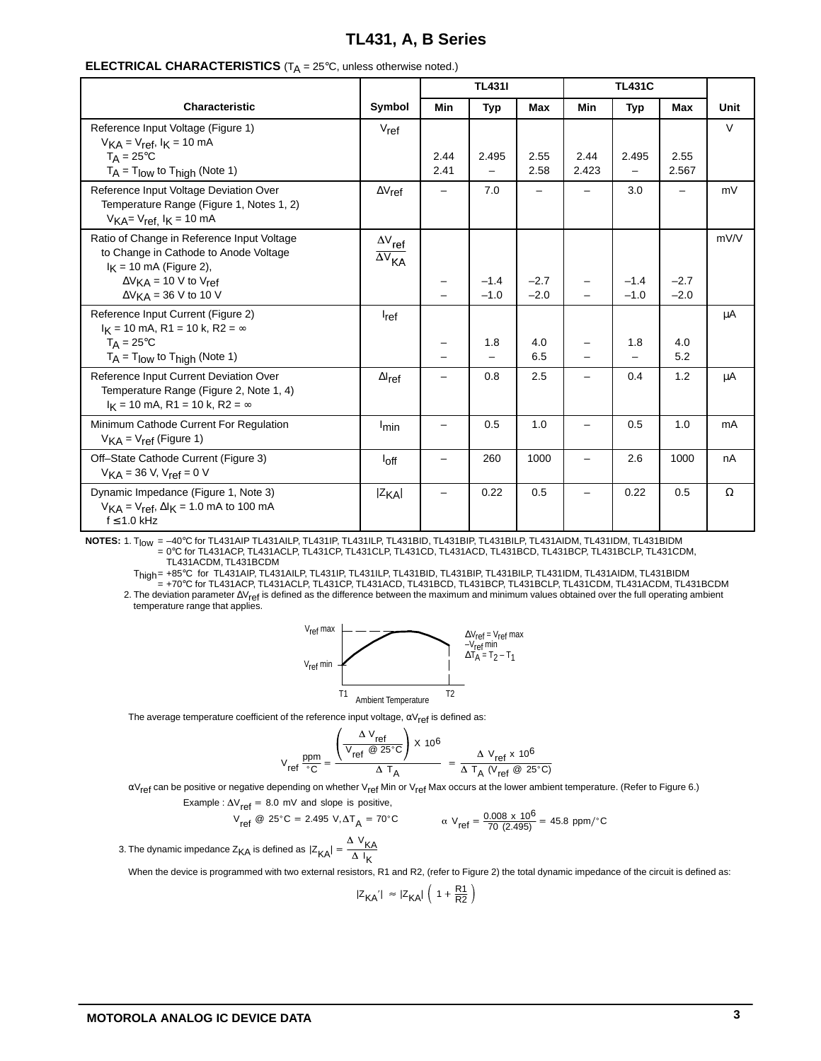## ELECTRICAL CHARACTERISTICS ($T_A$ = 25°C, unless otherwise noted.)

| Characteristic | Symbol | TL431I | | | TL431C | | | Unit |
|---|---|---|---|---|---|---|---|---|
| | | Min | Typ | Max | Min | Typ | Max | |
| Reference Input Voltage (Figure 1) $V_{KA} = V_{ref}$, $I_K$ = 10 mA | $V_{ref}$ | | | | | | | V |
| $T_A$ = 25°C | | 2.44 | 2.495 | 2.55 | 2.44 | 2.495 | 2.55 | |
| $T_A = T_{low}$ to $T_{high}$ (Note 1) | | 2.41 | – | 2.58 | 2.423 | – | 2.567 | |
| Reference Input Voltage Deviation Over Temperature Range (Figure 1, Notes 1, 2) $V_{KA} = V_{ref}$, $I_K$ = 10 mA | $\Delta V_{ref}$ | – | 7.0 | – | – | 3.0 | – | mV |
| Ratio of Change in Reference Input Voltage to Change in Cathode to Anode Voltage $I_K$ = 10 mA (Figure 2), | $\frac{\Delta V_{ref}}{\Delta V_{KA}}$ | | | | | | | mV/V |
| $\Delta V_{KA}$ = 10 V to $V_{ref}$ | | – | –1.4 | –2.7 | – | –1.4 | –2.7 | |
| $\Delta V_{KA}$ = 36 V to 10 V | | – | –1.0 | –2.0 | – | –1.0 | –2.0 | |
| Reference Input Current (Figure 2) $I_K$ = 10 mA, R1 = 10 k, R2 = ∞ | $I_{ref}$ | | | | | | | µA |
| $T_A$ = 25°C | | – | 1.8 | 4.0 | – | 1.8 | 4.0 | |
| $T_A = T_{low}$ to $T_{high}$ (Note 1) | | – | – | 6.5 | – | – | 5.2 | |
| Reference Input Current Deviation Over Temperature Range (Figure 2, Note 1, 4) $I_K$ = 10 mA, R1 = 10 k, R2 = ∞ | $\Delta I_{ref}$ | – | 0.8 | 2.5 | – | 0.4 | 1.2 | µA |
| Minimum Cathode Current For Regulation $V_{KA} = V_{ref}$ (Figure 1) | $I_{min}$ | – | 0.5 | 1.0 | – | 0.5 | 1.0 | mA |
| Off–State Cathode Current (Figure 3) $V_{KA}$ = 36 V, $V_{ref}$ = 0 V | $I_{off}$ | – | 260 | 1000 | – | 2.6 | 1000 | nA |
| Dynamic Impedance (Figure 1, Note 3) $V_{KA} = V_{ref}$, $\Delta I_K$ = 1.0 mA to 100 mA f ≤ 1.0 kHz | $\lvert Z_{KA} \rvert$ | – | 0.22 | 0.5 | – | 0.22 | 0.5 | Ω |

**NOTES:** 1. $T_{low}$ = –40°C for TL431AIP TL431AILP, TL431IP, TL431ILP, TL431BID, TL431BIP, TL431BILP, TL431AIDM, TL431IDM, TL431BIDM
= 0°C for TL431ACP, TL431ACLP, TL431CP, TL431CLP, TL431CD, TL431ACD, TL431BCD, TL431BCP, TL431BCLP, TL431CDM, TL431ACDM, TL431BCDM

$T_{high}$ = +85°C for TL431AIP, TL431AILP, TL431IP, TL431ILP, TL431BID, TL431BIP, TL431BILP, TL431IDM, TL431AIDM, TL431BIDM
= +70°C for TL431ACP, TL431ACLP, TL431CP, TL431ACD, TL431BCD, TL431BCP, TL431BCLP, TL431CDM, TL431ACDM, TL431BCDM

2. The deviation parameter $\Delta V_{ref}$ is defined as the difference between the maximum and minimum values obtained over the full operating ambient temperature range that applies.

$V_{ref}$ max, $V_{ref}$ min, T1, T2, Ambient Temperature

$\Delta V_{ref} = V_{ref}\,max - V_{ref}\,min$
$\Delta T_A = T_2 - T_1$

The average temperature coefficient of the reference input voltage, $\alpha V_{ref}$ is defined as:

$$V_{ref}\ \frac{ppm}{^\circ C} = \frac{\left(\frac{\Delta V_{ref}}{V_{ref}\ @\ 25^\circ C}\right) \times 10^6}{\Delta T_A} = \frac{\Delta V_{ref} \times 10^6}{\Delta T_A\ (V_{ref}\ @\ 25^\circ C)}$$

$\alpha V_{ref}$ can be positive or negative depending on whether $V_{ref}$ Min or $V_{ref}$ Max occurs at the lower ambient temperature. (Refer to Figure 6.)

Example : $\Delta V_{ref}$ = 8.0 mV and slope is positive,

$V_{ref}$ @ 25°C = 2.495 V, $\Delta T_A$ = 70°C  $\alpha V_{ref} = \frac{0.008 \times 10^6}{70\ (2.495)} = 45.8\ ppm/^\circ C$

3. The dynamic impedance $Z_{KA}$ is defined as $\lvert Z_{KA} \rvert = \frac{\Delta V_{KA}}{\Delta I_K}$

When the device is programmed with two external resistors, R1 and R2, (refer to Figure 2) the total dynamic impedance of the circuit is defined as:

$$\lvert Z_{KA}' \rvert \approx \lvert Z_{KA} \rvert \left(1 + \frac{R1}{R2}\right)$$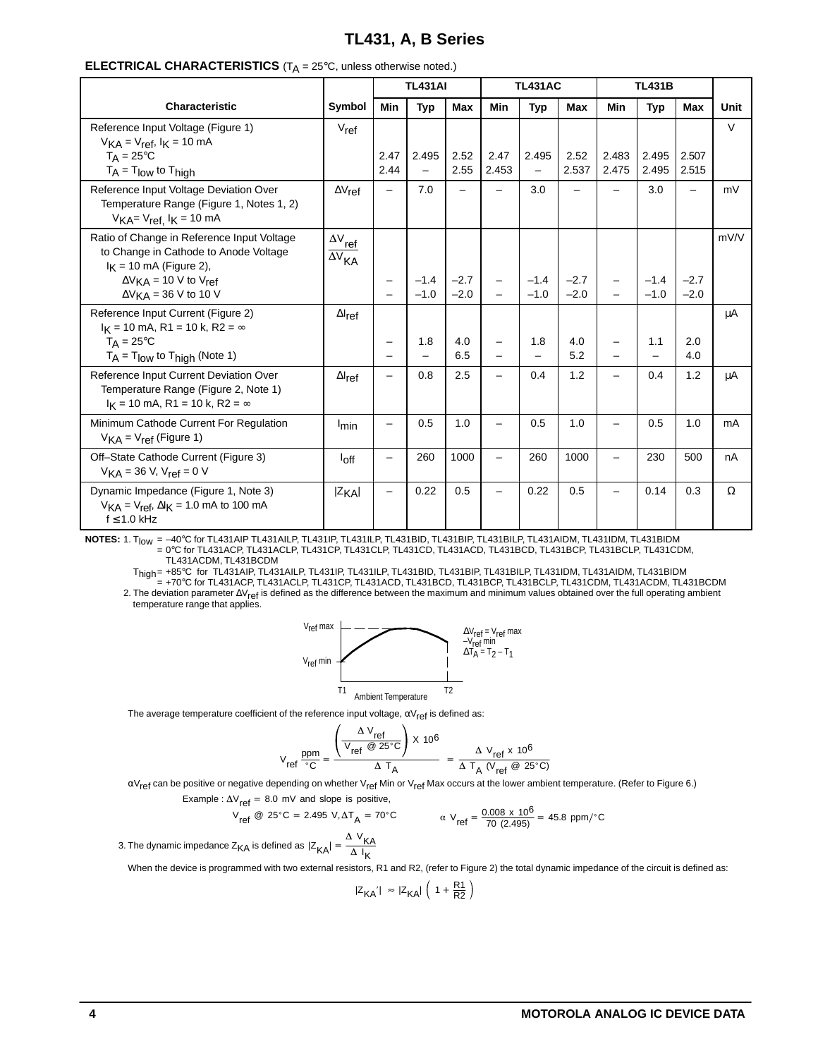**ELECTRICAL CHARACTERISTICS** ($T_A$ = 25°C, unless otherwise noted.)

| Characteristic | Symbol | TL431AI | | | TL431AC | | | TL431B | | | Unit |
|---|---|---|---|---|---|---|---|---|---|---|---|
| | | Min | Typ | Max | Min | Typ | Max | Min | Typ | Max | |
| Reference Input Voltage (Figure 1) $V_{KA} = V_{ref}$, $I_K$ = 10 mA | $V_{ref}$ | | | | | | | | | | V |
| $T_A$ = 25°C | | 2.47 | 2.495 | 2.52 | 2.47 | 2.495 | 2.52 | 2.483 | 2.495 | 2.507 | |
| $T_A = T_{low}$ to $T_{high}$ | | 2.44 | – | 2.55 | 2.453 | – | 2.537 | 2.475 | 2.495 | 2.515 | |
| Reference Input Voltage Deviation Over Temperature Range (Figure 1, Notes 1, 2) $V_{KA} = V_{ref}$, $I_K$ = 10 mA | $\Delta V_{ref}$ | – | 7.0 | – | – | 3.0 | – | – | 3.0 | – | mV |
| Ratio of Change in Reference Input Voltage to Change in Cathode to Anode Voltage $I_K$ = 10 mA (Figure 2), | $\frac{\Delta V_{ref}}{\Delta V_{KA}}$ | | | | | | | | | | mV/V |
| $\Delta V_{KA}$ = 10 V to $V_{ref}$ | | – | –1.4 | –2.7 | – | –1.4 | –2.7 | – | –1.4 | –2.7 | |
| $\Delta V_{KA}$ = 36 V to 10 V | | – | –1.0 | –2.0 | – | –1.0 | –2.0 | – | –1.0 | –2.0 | |
| Reference Input Current (Figure 2) $I_K$ = 10 mA, R1 = 10 k, R2 = ∞ | $\Delta I_{ref}$ | | | | | | | | | | μA |
| $T_A$ = 25°C | | – | 1.8 | 4.0 | – | 1.8 | 4.0 | – | 1.1 | 2.0 | |
| $T_A = T_{low}$ to $T_{high}$ (Note 1) | | – | – | 6.5 | – | – | 5.2 | – | – | 4.0 | |
| Reference Input Current Deviation Over Temperature Range (Figure 2, Note 1) $I_K$ = 10 mA, R1 = 10 k, R2 = ∞ | $\Delta I_{ref}$ | – | 0.8 | 2.5 | – | 0.4 | 1.2 | – | 0.4 | 1.2 | μA |
| Minimum Cathode Current For Regulation $V_{KA} = V_{ref}$ (Figure 1) | $I_{min}$ | – | 0.5 | 1.0 | – | 0.5 | 1.0 | – | 0.5 | 1.0 | mA |
| Off–State Cathode Current (Figure 3) $V_{KA}$ = 36 V, $V_{ref}$ = 0 V | $I_{off}$ | – | 260 | 1000 | – | 260 | 1000 | – | 230 | 500 | nA |
| Dynamic Impedance (Figure 1, Note 3) $V_{KA} = V_{ref}$, $\Delta I_K$ = 1.0 mA to 100 mA f ≤ 1.0 kHz | $\lvert Z_{KA}\rvert$ | – | 0.22 | 0.5 | – | 0.22 | 0.5 | – | 0.14 | 0.3 | Ω |

**NOTES:** 1. $T_{low}$ = –40°C for TL431AIP TL431AILP, TL431IP, TL431ILP, TL431BID, TL431BIP, TL431BILP, TL431AIDM, TL431IDM, TL431BIDM
= 0°C for TL431ACP, TL431ACLP, TL431CP, TL431CLP, TL431CD, TL431ACD, TL431BCD, TL431BCP, TL431BCLP, TL431CDM, TL431ACDM, TL431BCDM

$T_{high}$ = +85°C for TL431AIP, TL431AILP, TL431IP, TL431ILP, TL431BID, TL431BIP, TL431BILP, TL431IDM, TL431AIDM, TL431BIDM
= +70°C for TL431ACP, TL431ACLP, TL431CP, TL431ACD, TL431BCD, TL431BCP, TL431BCLP, TL431CDM, TL431ACDM, TL431BCDM

2. The deviation parameter $\Delta V_{ref}$ is defined as the difference between the maximum and minimum values obtained over the full operating ambient temperature range that applies.

$V_{ref}$ max, $V_{ref}$ min, T1, T2, Ambient Temperature

$\Delta V_{ref} = V_{ref}\,max - V_{ref}\,min$
$\Delta T_A = T_2 - T_1$

The average temperature coefficient of the reference input voltage, $\alpha V_{ref}$ is defined as:

$$V_{ref}\ \frac{ppm}{^\circ C} = \frac{\left(\frac{\Delta V_{ref}}{V_{ref}\ @\ 25^\circ C}\right) \times 10^6}{\Delta T_A} = \frac{\Delta V_{ref} \times 10^6}{\Delta T_A\,(V_{ref}\ @\ 25^\circ C)}$$

$\alpha V_{ref}$ can be positive or negative depending on whether $V_{ref}$ Min or $V_{ref}$ Max occurs at the lower ambient temperature. (Refer to Figure 6.)

Example : $\Delta V_{ref}$ = 8.0 mV and slope is positive,

$V_{ref}$ @ 25°C = 2.495 V, $\Delta T_A$ = 70°C $\qquad \alpha V_{ref} = \frac{0.008 \times 10^6}{70\ (2.495)} = 45.8\ ppm/^\circ C$

3. The dynamic impedance $Z_{KA}$ is defined as $|Z_{KA}| = \frac{\Delta V_{KA}}{\Delta I_K}$

When the device is programmed with two external resistors, R1 and R2, (refer to Figure 2) the total dynamic impedance of the circuit is defined as:

$$|Z_{KA}'| \approx |Z_{KA}|\left(1 + \frac{R1}{R2}\right)$$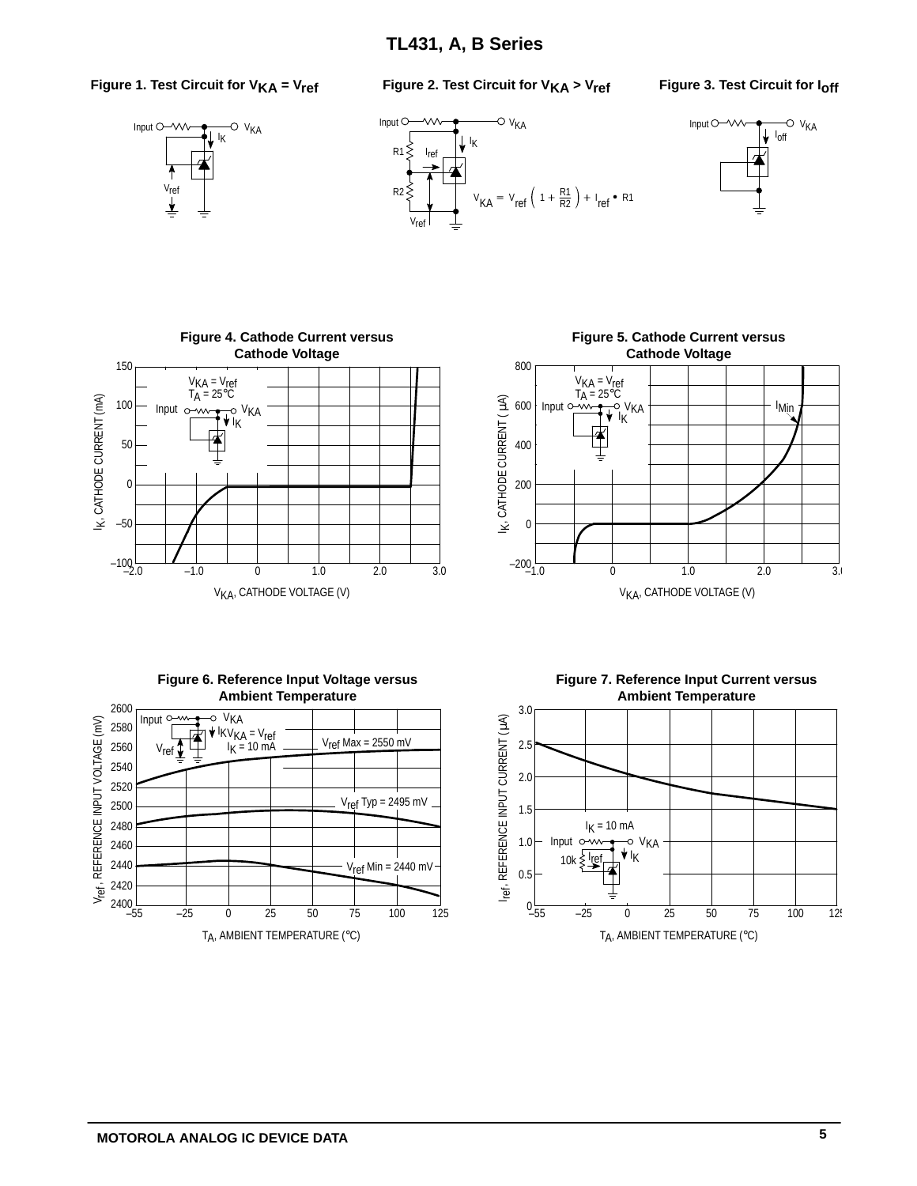**Figure 1. Test Circuit for $V_{KA} = V_{ref}$**

Input, $V_{KA}$, $I_K$, $V_{ref}$

**Figure 2. Test Circuit for $V_{KA} > V_{ref}$**

Input, $V_{KA}$, $I_K$, R1, $I_{ref}$, R2, $V_{ref}$

$$V_{KA} = V_{ref}\left(1 + \frac{R1}{R2}\right) + I_{ref} \bullet R1$$

**Figure 3. Test Circuit for $I_{off}$**

Input, $V_{KA}$, $I_{off}$

**Figure 4. Cathode Current versus Cathode Voltage**

$V_{KA} = V_{ref}$
$T_A = 25°C$

Input, $V_{KA}$, $I_K$

$I_K$, CATHODE CURRENT (mA): −100, −50, 0, 50, 100, 150

$V_{KA}$, CATHODE VOLTAGE (V): −2.0, −1.0, 0, 1.0, 2.0, 3.0

**Figure 5. Cathode Current versus Cathode Voltage**

$V_{KA} = V_{ref}$
$T_A = 25°C$

Input, $V_{KA}$, $I_K$, $I_{Min}$

$I_K$, CATHODE CURRENT (μA): −200, 0, 200, 400, 600, 800

$V_{KA}$, CATHODE VOLTAGE (V): −1.0, 0, 1.0, 2.0, 3.0

**Figure 6. Reference Input Voltage versus Ambient Temperature**

Input, $V_{KA}$, $I_K$, $V_{ref}$

$V_{KA} = V_{ref}$
$I_K = 10$ mA

$V_{ref}$ Max = 2550 mV
$V_{ref}$ Typ = 2495 mV
$V_{ref}$ Min = 2440 mV

$V_{ref}$, REFERENCE INPUT VOLTAGE (mV): 2400, 2420, 2440, 2460, 2480, 2500, 2520, 2540, 2560, 2580, 2600

$T_A$, AMBIENT TEMPERATURE (°C): −55, −25, 0, 25, 50, 75, 100, 125

**Figure 7. Reference Input Current versus Ambient Temperature**

$I_K = 10$ mA

Input, $V_{KA}$, $I_K$, 10k, $I_{ref}$

$I_{ref}$, REFERENCE INPUT CURRENT (μA): 0, 0.5, 1.0, 1.5, 2.0, 2.5, 3.0

$T_A$, AMBIENT TEMPERATURE (°C): −55, −25, 0, 25, 50, 75, 100, 125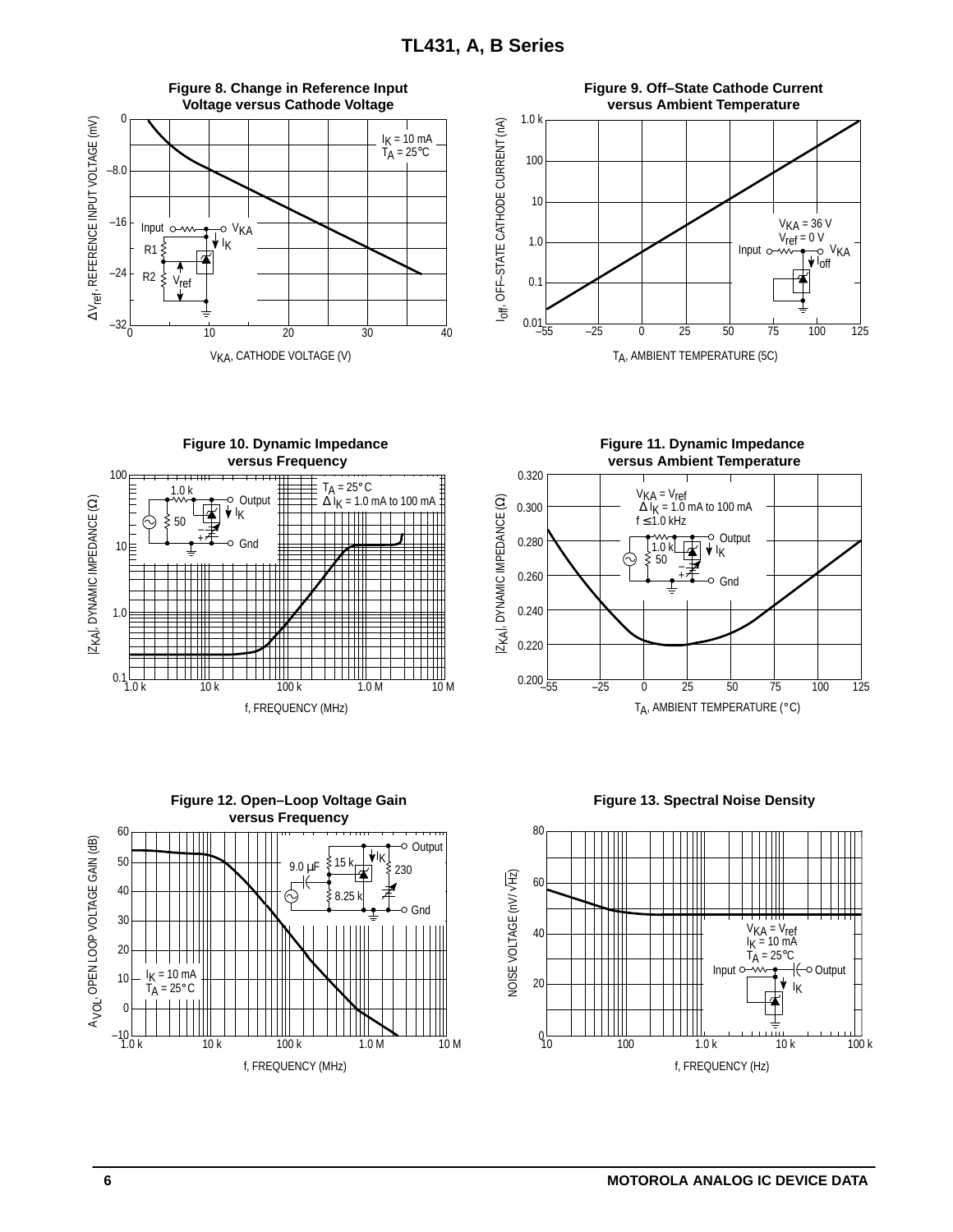**Figure 8. Change in Reference Input Voltage versus Cathode Voltage**

$I_K$ = 10 mA
$T_A$ = 25°C

$\Delta V_{ref}$, REFERENCE INPUT VOLTAGE (mV)

$V_{KA}$, CATHODE VOLTAGE (V)

**Figure 9. Off–State Cathode Current versus Ambient Temperature**

$V_{KA}$ = 36 V
$V_{ref}$ = 0 V

$I_{off}$, OFF–STATE CATHODE CURRENT (nA)

$T_A$, AMBIENT TEMPERATURE (°C)

**Figure 10. Dynamic Impedance versus Frequency**

$T_A$ = 25°C
$\Delta I_K$ = 1.0 mA to 100 mA

$|Z_{KA}|$, DYNAMIC IMPEDANCE (Ω)

f, FREQUENCY (MHz)

**Figure 11. Dynamic Impedance versus Ambient Temperature**

$V_{KA} = V_{ref}$
$\Delta I_K$ = 1.0 mA to 100 mA
f ≤ 1.0 kHz

$|Z_{KA}|$, DYNAMIC IMPEDANCE (Ω)

$T_A$, AMBIENT TEMPERATURE (°C)

**Figure 12. Open–Loop Voltage Gain versus Frequency**

$I_K$ = 10 mA
$T_A$ = 25°C

$A_{VOL}$, OPEN LOOP VOLTAGE GAIN (dB)

f, FREQUENCY (MHz)

**Figure 13. Spectral Noise Density**

$V_{KA} = V_{ref}$
$I_K$ = 10 mA
$T_A$ = 25°C

NOISE VOLTAGE (nV/$\sqrt{Hz}$)

f, FREQUENCY (Hz)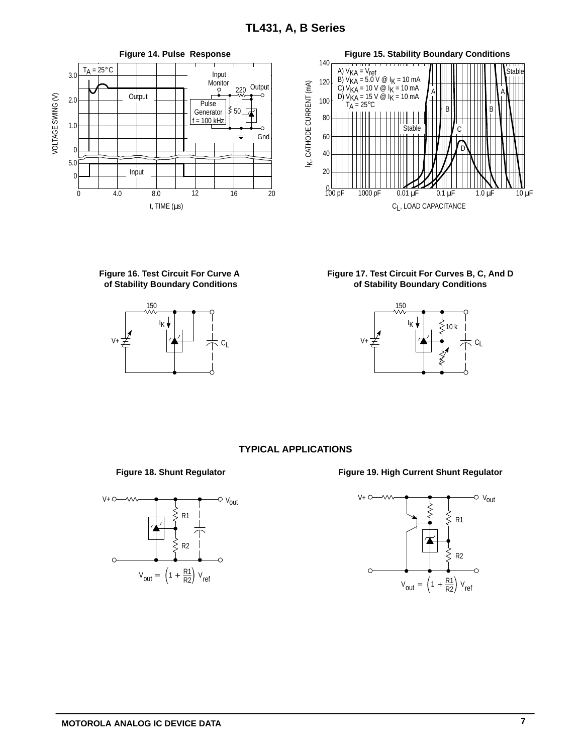**Figure 14. Pulse Response**

**Figure 15. Stability Boundary Conditions**

A) $V_{KA} = V_{ref}$
B) $V_{KA} = 5.0\ V$ @ $I_K = 10\ mA$
C) $V_{KA} = 10\ V$ @ $I_K = 10\ mA$
D) $V_{KA} = 15\ V$ @ $I_K = 10\ mA$
$T_A = 25°C$

**Figure 16. Test Circuit For Curve A of Stability Boundary Conditions**

**Figure 17. Test Circuit For Curves B, C, And D of Stability Boundary Conditions**

## TYPICAL APPLICATIONS

**Figure 18. Shunt Regulator**

$$V_{out} = \left(1 + \frac{R1}{R2}\right) V_{ref}$$

**Figure 19. High Current Shunt Regulator**

$$V_{out} = \left(1 + \frac{R1}{R2}\right) V_{ref}$$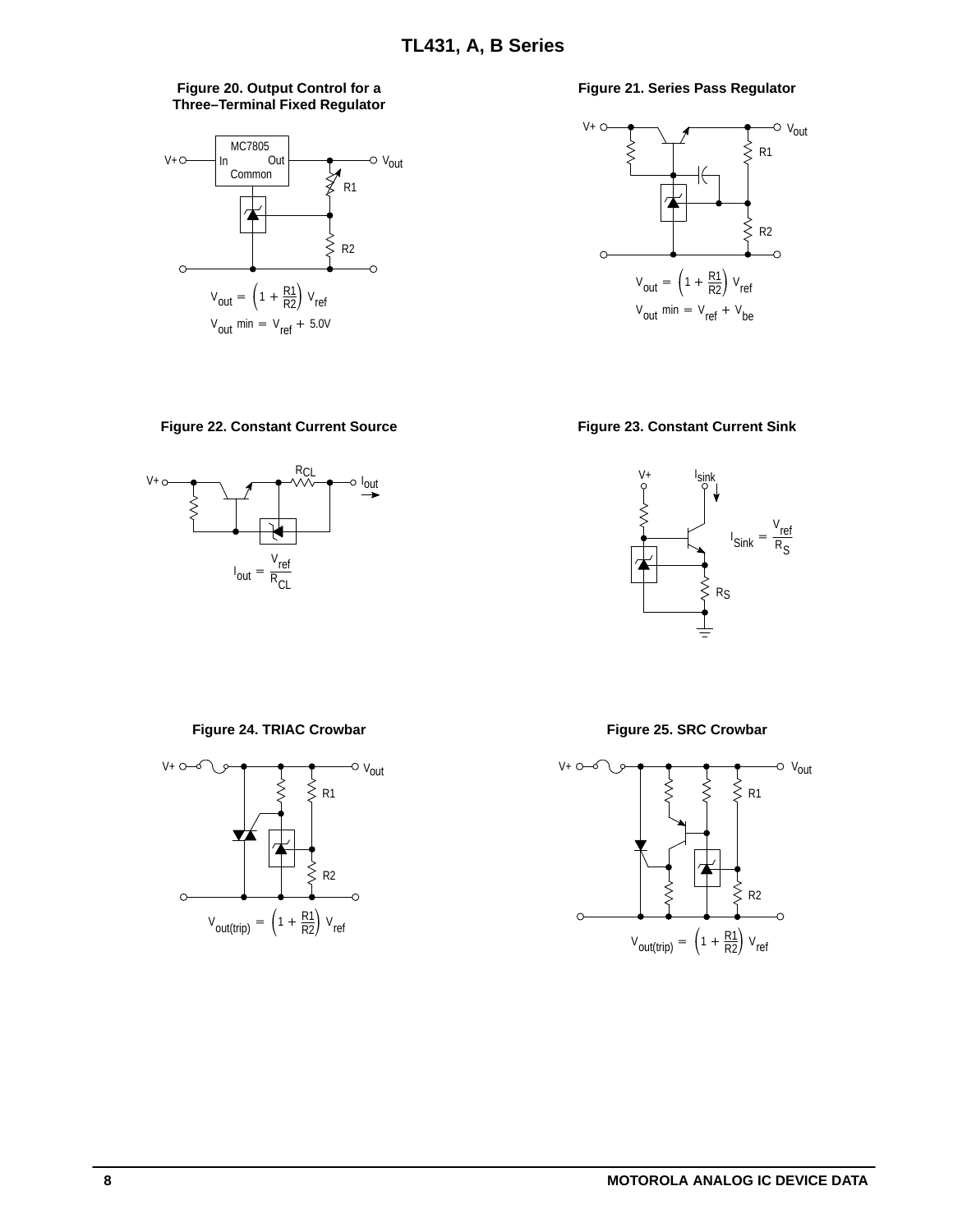**Figure 20. Output Control for a Three–Terminal Fixed Regulator**

MC7805

In Out

Common

V+ $V_{out}$

R1

R2

$$V_{out} = \left(1 + \frac{R1}{R2}\right) V_{ref}$$

$$V_{out}\ min = V_{ref} + 5.0V$$

**Figure 21. Series Pass Regulator**

V+ $V_{out}$

R1

R2

$$V_{out} = \left(1 + \frac{R1}{R2}\right) V_{ref}$$

$$V_{out}\ min = V_{ref} + V_{be}$$

**Figure 22. Constant Current Source**

V+ $R_{CL}$ $I_{out}$

$$I_{out} = \frac{V_{ref}}{R_{CL}}$$

**Figure 23. Constant Current Sink**

V+ $I_{sink}$

$R_S$

$$I_{Sink} = \frac{V_{ref}}{R_S}$$

**Figure 24. TRIAC Crowbar**

V+ $V_{out}$

R1

R2

$$V_{out(trip)} = \left(1 + \frac{R1}{R2}\right) V_{ref}$$

**Figure 25. SRC Crowbar**

V+ $V_{out}$

R1

R2

$$V_{out(trip)} = \left(1 + \frac{R1}{R2}\right) V_{ref}$$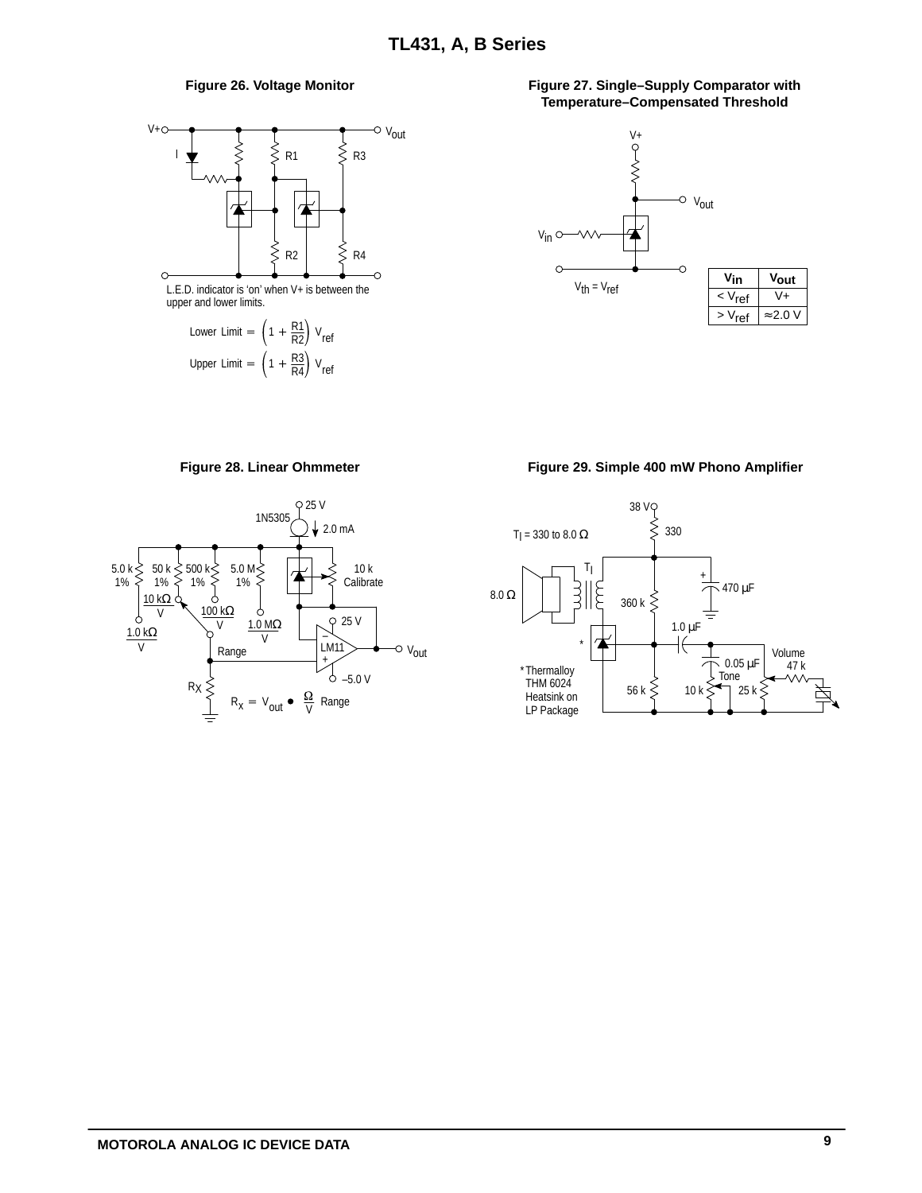**Figure 26. Voltage Monitor**

L.E.D. indicator is 'on' when V+ is between the upper and lower limits.

$$\text{Lower Limit} = \left(1 + \frac{R1}{R2}\right) V_{ref}$$

$$\text{Upper Limit} = \left(1 + \frac{R3}{R4}\right) V_{ref}$$

**Figure 27. Single–Supply Comparator with Temperature–Compensated Threshold**

$V_{th} = V_{ref}$

| $V_{in}$ | $V_{out}$ |
|---|---|
| $< V_{ref}$ | V+ |
| $> V_{ref}$ | ≈2.0 V |

**Figure 28. Linear Ohmmeter**

$$R_X = V_{out} \bullet \frac{\Omega}{V} \text{ Range}$$

**Figure 29. Simple 400 mW Phono Amplifier**

$T_l$ = 330 to 8.0 Ω

*Thermalloy THM 6024 Heatsink on LP Package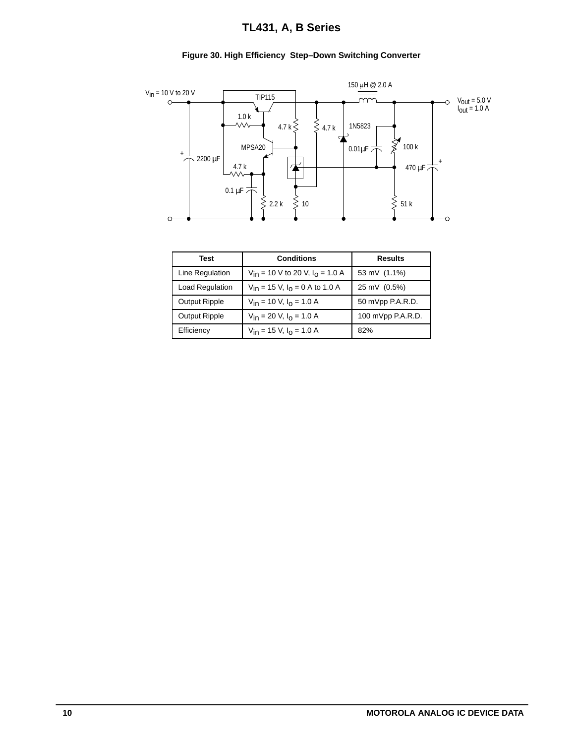**Figure 30. High Efficiency Step–Down Switching Converter**

$V_{in}$ = 10 V to 20 V

TIP115

1.0 k

4.7 k

4.7 k

MPSA20

2200 µF

4.7 k

0.1 µF

2.2 k

10

150 µH @ 2.0 A

1N5823

0.01µF

100 k

470 µF

51 k

$V_{out}$ = 5.0 V
$I_{out}$ = 1.0 A

| Test | Conditions | Results |
| --- | --- | --- |
| Line Regulation | $V_{in}$ = 10 V to 20 V, $I_O$ = 1.0 A | 53 mV (1.1%) |
| Load Regulation | $V_{in}$ = 15 V, $I_O$ = 0 A to 1.0 A | 25 mV (0.5%) |
| Output Ripple | $V_{in}$ = 10 V, $I_O$ = 1.0 A | 50 mVpp P.A.R.D. |
| Output Ripple | $V_{in}$ = 20 V, $I_O$ = 1.0 A | 100 mVpp P.A.R.D. |
| Efficiency | $V_{in}$ = 15 V, $I_O$ = 1.0 A | 82% |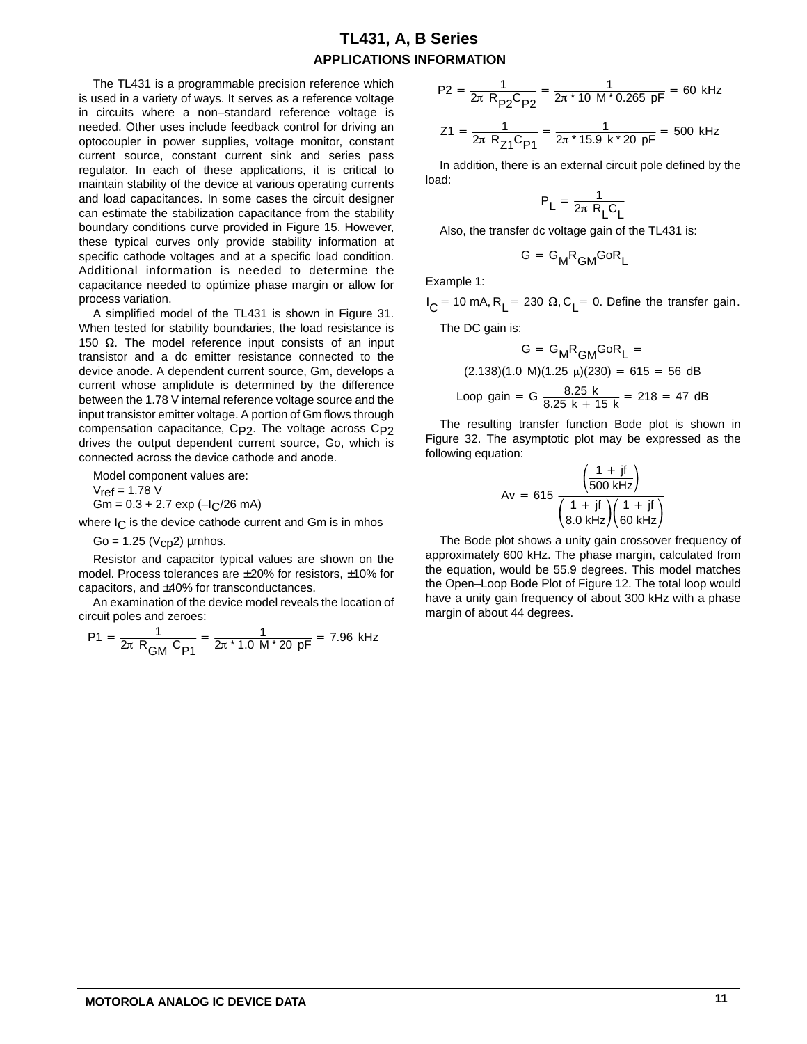## APPLICATIONS INFORMATION

The TL431 is a programmable precision reference which is used in a variety of ways. It serves as a reference voltage in circuits where a non–standard reference voltage is needed. Other uses include feedback control for driving an optocoupler in power supplies, voltage monitor, constant current source, constant current sink and series pass regulator. In each of these applications, it is critical to maintain stability of the device at various operating currents and load capacitances. In some cases the circuit designer can estimate the stabilization capacitance from the stability boundary conditions curve provided in Figure 15. However, these typical curves only provide stability information at specific cathode voltages and at a specific load condition. Additional information is needed to determine the capacitance needed to optimize phase margin or allow for process variation.

A simplified model of the TL431 is shown in Figure 31. When tested for stability boundaries, the load resistance is 150 Ω. The model reference input consists of an input transistor and a dc emitter resistance connected to the device anode. A dependent current source, Gm, develops a current whose amplitude is determined by the difference between the 1.78 V internal reference voltage source and the input transistor emitter voltage. A portion of Gm flows through compensation capacitance, $C_{P2}$. The voltage across $C_{P2}$ drives the output dependent current source, Go, which is connected across the device cathode and anode.

Model component values are:

$V_{ref}$ = 1.78 V

Gm = 0.3 + 2.7 exp ($-I_C$/26 mA)

where $I_C$ is the device cathode current and Gm is in mhos

Go = 1.25 ($V_{cp}$2) μmhos.

Resistor and capacitor typical values are shown on the model. Process tolerances are ±20% for resistors, ±10% for capacitors, and ±40% for transconductances.

An examination of the device model reveals the location of circuit poles and zeroes:

$$P1 = \frac{1}{2\pi\ R_{GM}\ C_{P1}} = \frac{1}{2\pi * 1.0\ M * 20\ pF} = 7.96\ kHz$$

$$P2 = \frac{1}{2\pi\ R_{P2}C_{P2}} = \frac{1}{2\pi * 10\ M * 0.265\ pF} = 60\ kHz$$

$$Z1 = \frac{1}{2\pi\ R_{Z1}C_{P1}} = \frac{1}{2\pi * 15.9\ k * 20\ pF} = 500\ kHz$$

In addition, there is an external circuit pole defined by the load:

$$P_L = \frac{1}{2\pi\ R_L C_L}$$

Also, the transfer dc voltage gain of the TL431 is:

$$G = G_M R_{GM} G o R_L$$

Example 1:

$I_C$ = 10 mA, $R_L$ = 230 Ω, $C_L$ = 0. Define the transfer gain.

The DC gain is:

$$G = G_M R_{GM} G o R_L =$$

$$(2.138)(1.0\ M)(1.25\ \mu)(230) = 615 = 56\ dB$$

$$\text{Loop gain} = G\ \frac{8.25\ k}{8.25\ k + 15\ k} = 218 = 47\ dB$$

The resulting transfer function Bode plot is shown in Figure 32. The asymptotic plot may be expressed as the following equation:

$$Av = 615\ \frac{\left(\dfrac{1 + jf}{500\ kHz}\right)}{\left(\dfrac{1 + jf}{8.0\ kHz}\right)\left(\dfrac{1 + jf}{60\ kHz}\right)}$$

The Bode plot shows a unity gain crossover frequency of approximately 600 kHz. The phase margin, calculated from the equation, would be 55.9 degrees. This model matches the Open–Loop Bode Plot of Figure 12. The total loop would have a unity gain frequency of about 300 kHz with a phase margin of about 44 degrees.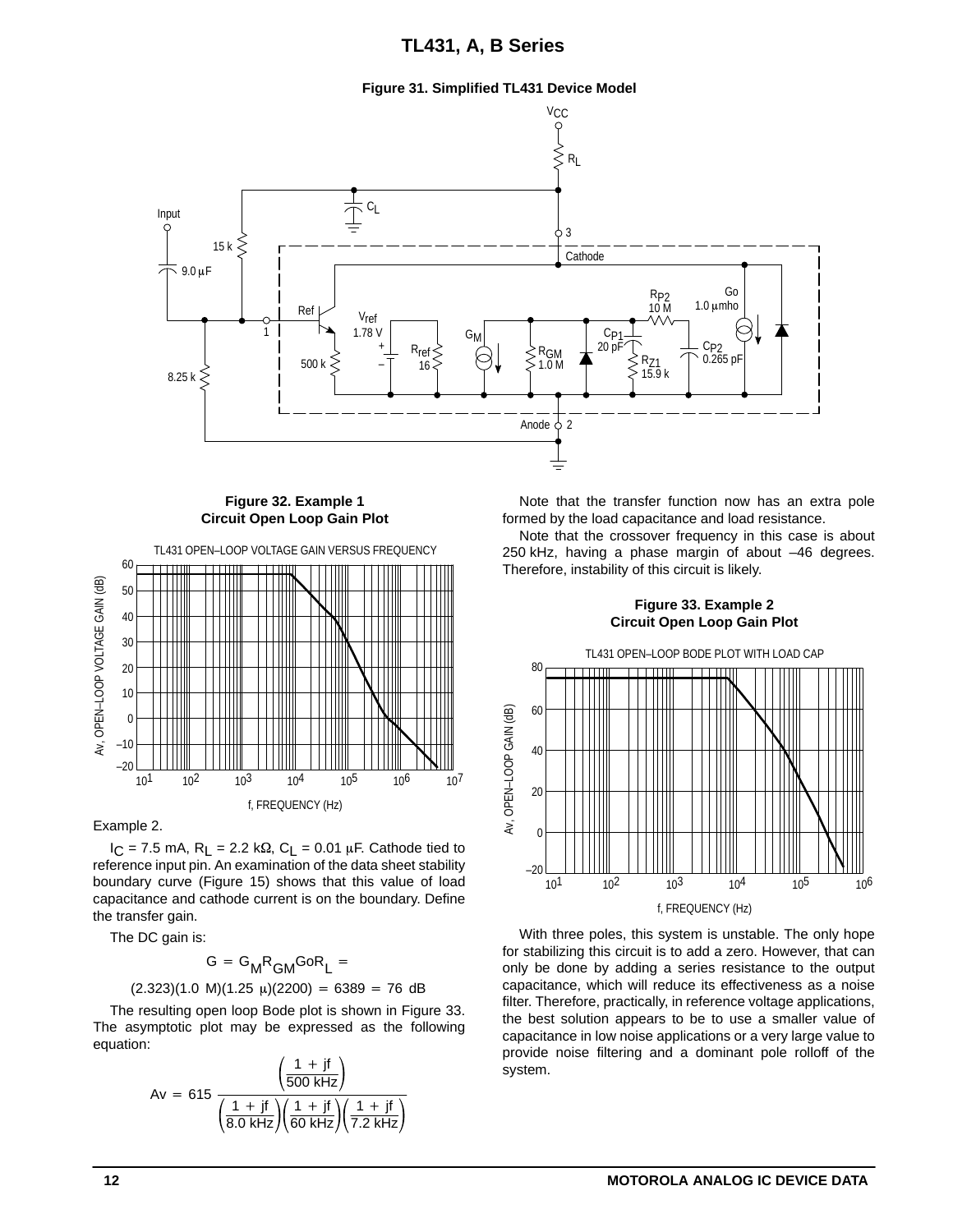**Figure 31. Simplified TL431 Device Model**

**Figure 32. Example 1 Circuit Open Loop Gain Plot**

Example 2.

$I_C$ = 7.5 mA, $R_L$ = 2.2 kΩ, $C_L$ = 0.01 μF. Cathode tied to reference input pin. An examination of the data sheet stability boundary curve (Figure 15) shows that this value of load capacitance and cathode current is on the boundary. Define the transfer gain.

The DC gain is:

$$G = G_M R_{GM} Go R_L =$$

$$(2.323)(1.0\ M)(1.25\ \mu)(2200) = 6389 = 76\ dB$$

The resulting open loop Bode plot is shown in Figure 33. The asymptotic plot may be expressed as the following equation:

$$Av = 615\ \frac{\left(1 + \frac{jf}{500\ kHz}\right)}{\left(1 + \frac{jf}{8.0\ kHz}\right)\left(1 + \frac{jf}{60\ kHz}\right)\left(1 + \frac{jf}{7.2\ kHz}\right)}$$

Note that the transfer function now has an extra pole formed by the load capacitance and load resistance.

Note that the crossover frequency in this case is about 250 kHz, having a phase margin of about –46 degrees. Therefore, instability of this circuit is likely.

**Figure 33. Example 2 Circuit Open Loop Gain Plot**

With three poles, this system is unstable. The only hope for stabilizing this circuit is to add a zero. However, that can only be done by adding a series resistance to the output capacitance, which will reduce its effectiveness as a noise filter. Therefore, practically, in reference voltage applications, the best solution appears to be to use a smaller value of capacitance in low noise applications or a very large value to provide noise filtering and a dominant pole rolloff of the system.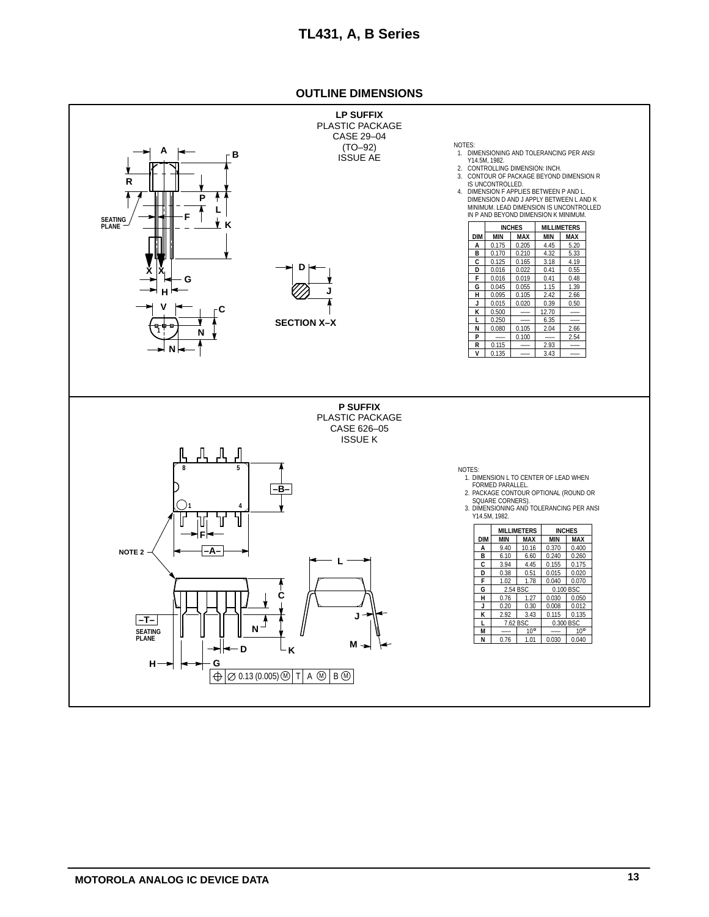## OUTLINE DIMENSIONS

**LP SUFFIX**
PLASTIC PACKAGE
CASE 29–04
(TO–92)
ISSUE AE

SECTION X–X

NOTES:
1. DIMENSIONING AND TOLERANCING PER ANSI Y14.5M, 1982.
2. CONTROLLING DIMENSION: INCH.
3. CONTOUR OF PACKAGE BEYOND DIMENSION R IS UNCONTROLLED.
4. DIMENSION F APPLIES BETWEEN P AND L. DIMENSION D AND J APPLY BETWEEN L AND K MINIMUM. LEAD DIMENSION IS UNCONTROLLED IN P AND BEYOND DIMENSION K MINIMUM.

| DIM | INCHES MIN | INCHES MAX | MILLIMETERS MIN | MILLIMETERS MAX |
|---|---|---|---|---|
| A | 0.175 | 0.205 | 4.45 | 5.20 |
| B | 0.170 | 0.210 | 4.32 | 5.33 |
| C | 0.125 | 0.165 | 3.18 | 4.19 |
| D | 0.016 | 0.022 | 0.41 | 0.55 |
| F | 0.016 | 0.019 | 0.41 | 0.48 |
| G | 0.045 | 0.055 | 1.15 | 1.39 |
| H | 0.095 | 0.105 | 2.42 | 2.66 |
| J | 0.015 | 0.020 | 0.39 | 0.50 |
| K | 0.500 | ––– | 12.70 | ––– |
| L | 0.250 | ––– | 6.35 | ––– |
| N | 0.080 | 0.105 | 2.04 | 2.66 |
| P | ––– | 0.100 | ––– | 2.54 |
| R | 0.115 | ––– | 2.93 | ––– |
| V | 0.135 | ––– | 3.43 | ––– |

**P SUFFIX**
PLASTIC PACKAGE
CASE 626–05
ISSUE K

NOTE 2

SEATING PLANE

0.13 (0.005) Ⓜ T A Ⓜ B Ⓜ

NOTES:
1. DIMENSION L TO CENTER OF LEAD WHEN FORMED PARALLEL.
2. PACKAGE CONTOUR OPTIONAL (ROUND OR SQUARE CORNERS).
3. DIMENSIONING AND TOLERANCING PER ANSI Y14.5M, 1982.

| DIM | MILLIMETERS MIN | MILLIMETERS MAX | INCHES MIN | INCHES MAX |
|---|---|---|---|---|
| A | 9.40 | 10.16 | 0.370 | 0.400 |
| B | 6.10 | 6.60 | 0.240 | 0.260 |
| C | 3.94 | 4.45 | 0.155 | 0.175 |
| D | 0.38 | 0.51 | 0.015 | 0.020 |
| F | 1.02 | 1.78 | 0.040 | 0.070 |
| G | 2.54 BSC | | 0.100 BSC | |
| H | 0.76 | 1.27 | 0.030 | 0.050 |
| J | 0.20 | 0.30 | 0.008 | 0.012 |
| K | 2.92 | 3.43 | 0.115 | 0.135 |
| L | 7.62 BSC | | 0.300 BSC | |
| M | ––– | 10° | ––– | 10° |
| N | 0.76 | 1.01 | 0.030 | 0.040 |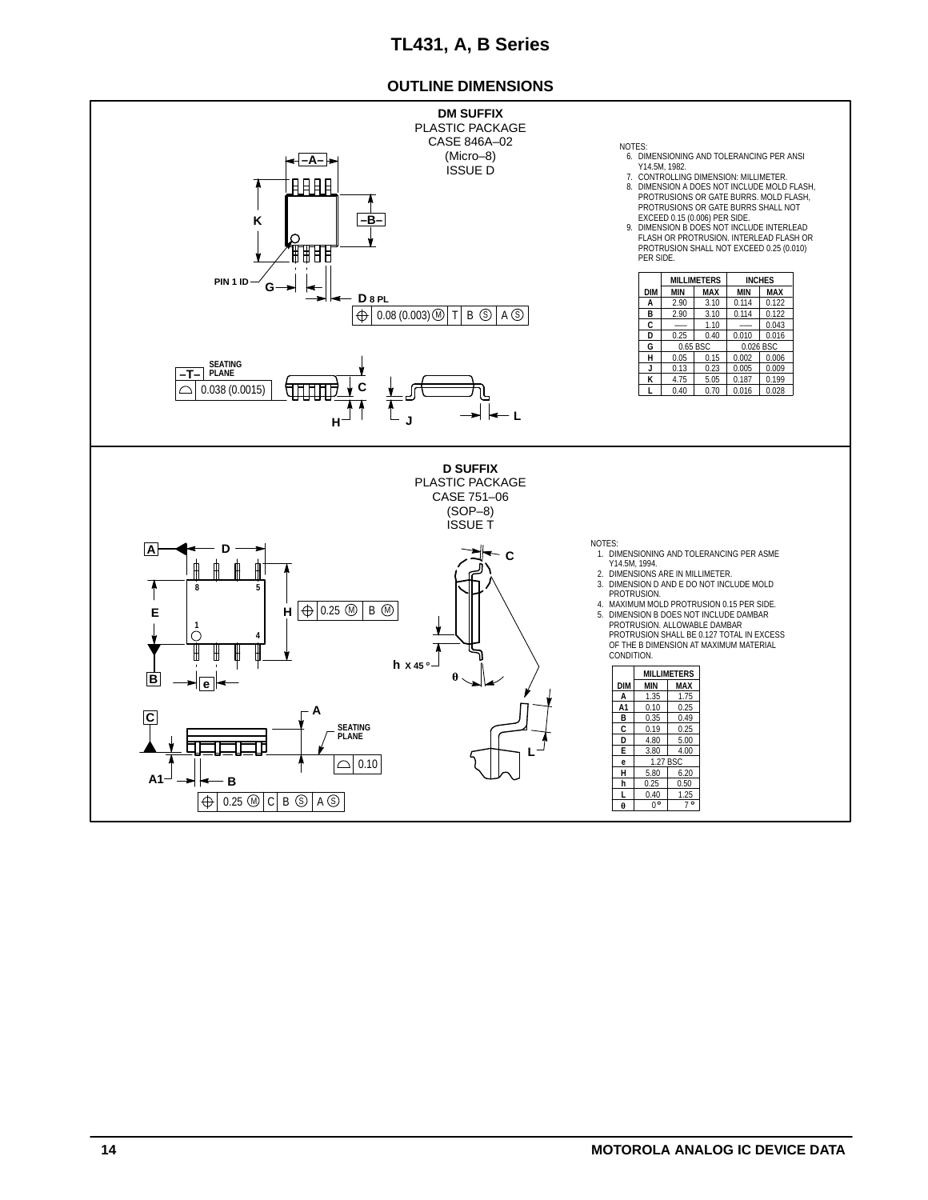## OUTLINE DIMENSIONS

**DM SUFFIX**
PLASTIC PACKAGE
CASE 846A–02
(Micro–8)
ISSUE D

NOTES:
6. DIMENSIONING AND TOLERANCING PER ANSI Y14.5M, 1982.
7. CONTROLLING DIMENSION: MILLIMETER.
8. DIMENSION A DOES NOT INCLUDE MOLD FLASH, PROTRUSIONS OR GATE BURRS. MOLD FLASH, PROTRUSIONS OR GATE BURRS SHALL NOT EXCEED 0.15 (0.006) PER SIDE.
9. DIMENSION B DOES NOT INCLUDE INTERLEAD FLASH OR PROTRUSION. INTERLEAD FLASH OR PROTRUSION SHALL NOT EXCEED 0.25 (0.010) PER SIDE.

| DIM | MILLIMETERS MIN | MILLIMETERS MAX | INCHES MIN | INCHES MAX |
|---|---|---|---|---|
| A | 2.90 | 3.10 | 0.114 | 0.122 |
| B | 2.90 | 3.10 | 0.114 | 0.122 |
| C | —— | 1.10 | —— | 0.043 |
| D | 0.25 | 0.40 | 0.010 | 0.016 |
| G | 0.65 BSC | | 0.026 BSC | |
| H | 0.05 | 0.15 | 0.002 | 0.006 |
| J | 0.13 | 0.23 | 0.005 | 0.009 |
| K | 4.75 | 5.05 | 0.187 | 0.199 |
| L | 0.40 | 0.70 | 0.016 | 0.028 |

**D SUFFIX**
PLASTIC PACKAGE
CASE 751–06
(SOP–8)
ISSUE T

NOTES:
1. DIMENSIONING AND TOLERANCING PER ASME Y14.5M, 1994.
2. DIMENSIONS ARE IN MILLIMETER.
3. DIMENSION D AND E DO NOT INCLUDE MOLD PROTRUSION.
4. MAXIMUM MOLD PROTRUSION 0.15 PER SIDE.
5. DIMENSION B DOES NOT INCLUDE DAMBAR PROTRUSION. ALLOWABLE DAMBAR PROTRUSION SHALL BE 0.127 TOTAL IN EXCESS OF THE B DIMENSION AT MAXIMUM MATERIAL CONDITION.

| DIM | MILLIMETERS MIN | MILLIMETERS MAX |
|---|---|---|
| A | 1.35 | 1.75 |
| A1 | 0.10 | 0.25 |
| B | 0.35 | 0.49 |
| C | 0.19 | 0.25 |
| D | 4.80 | 5.00 |
| E | 3.80 | 4.00 |
| e | 1.27 BSC | |
| H | 5.80 | 6.20 |
| h | 0.25 | 0.50 |
| L | 0.40 | 1.25 |
| θ | 0° | 7° |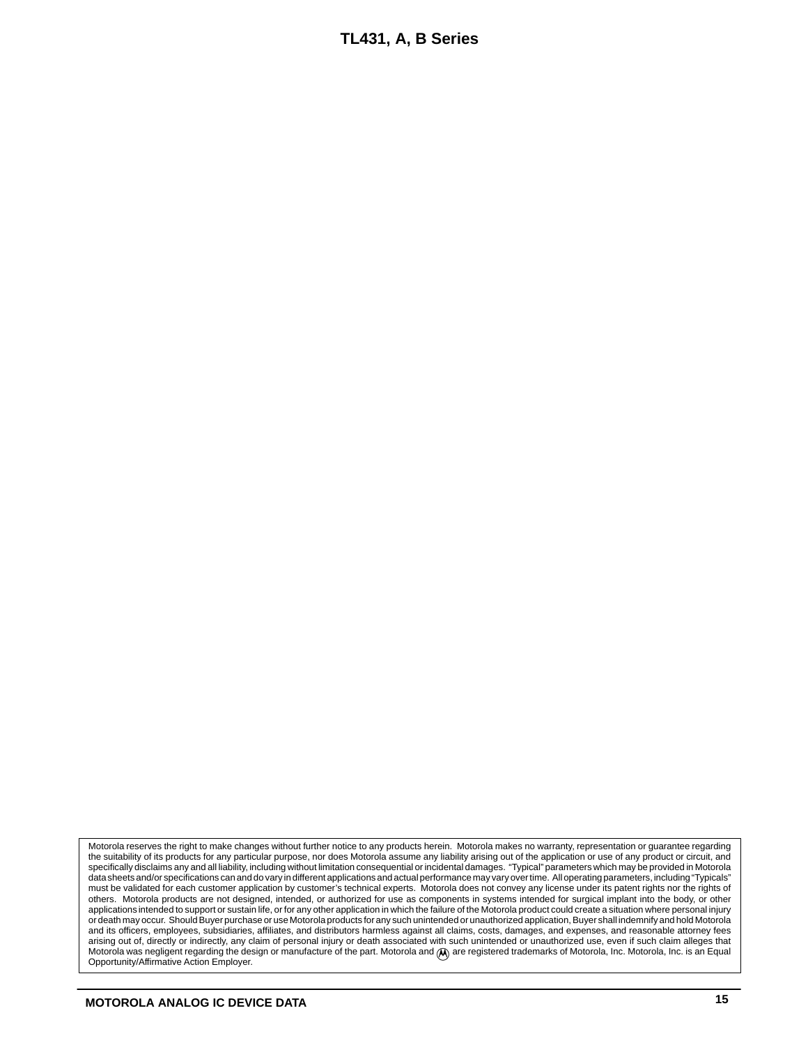Motorola reserves the right to make changes without further notice to any products herein. Motorola makes no warranty, representation or guarantee regarding the suitability of its products for any particular purpose, nor does Motorola assume any liability arising out of the application or use of any product or circuit, and specifically disclaims any and all liability, including without limitation consequential or incidental damages. "Typical" parameters which may be provided in Motorola data sheets and/or specifications can and do vary in different applications and actual performance may vary over time. All operating parameters, including "Typicals" must be validated for each customer application by customer's technical experts. Motorola does not convey any license under its patent rights nor the rights of others. Motorola products are not designed, intended, or authorized for use as components in systems intended for surgical implant into the body, or other applications intended to support or sustain life, or for any other application in which the failure of the Motorola product could create a situation where personal injury or death may occur. Should Buyer purchase or use Motorola products for any such unintended or unauthorized application, Buyer shall indemnify and hold Motorola and its officers, employees, subsidiaries, affiliates, and distributors harmless against all claims, costs, damages, and expenses, and reasonable attorney fees arising out of, directly or indirectly, any claim of personal injury or death associated with such unintended or unauthorized use, even if such claim alleges that Motorola was negligent regarding the design or manufacture of the part. Motorola and Ⓜ are registered trademarks of Motorola, Inc. Motorola, Inc. is an Equal Opportunity/Affirmative Action Employer.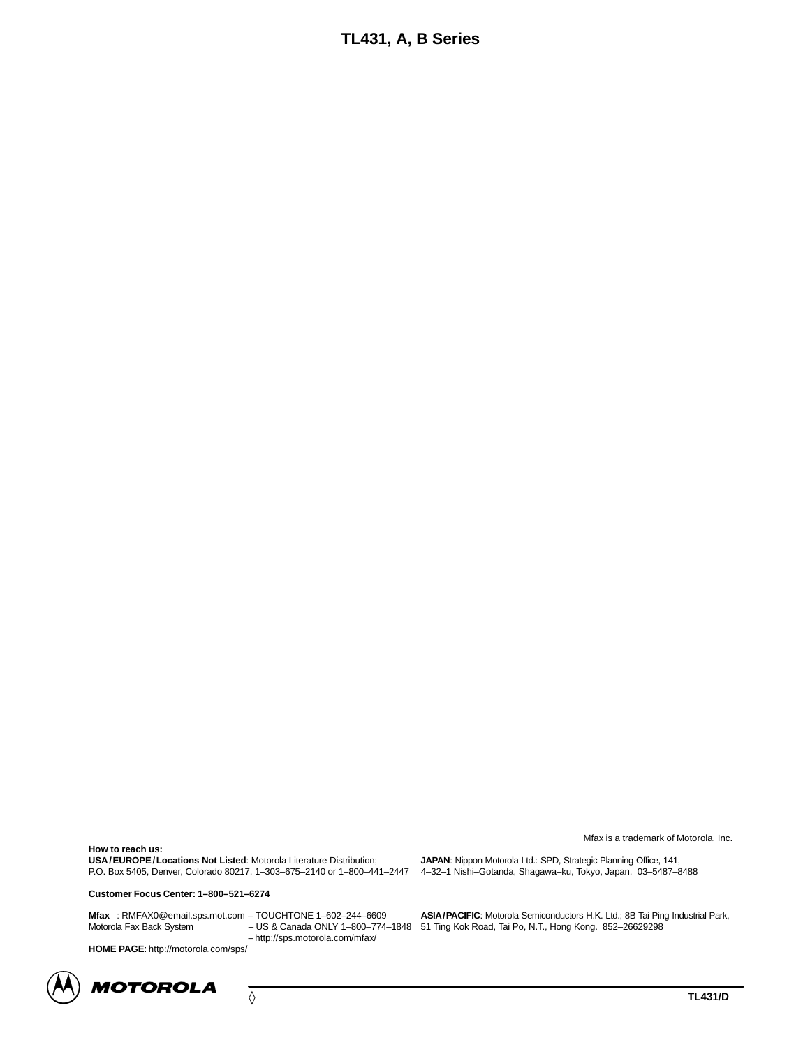Mfax is a trademark of Motorola, Inc.

**How to reach us:**

**USA/EUROPE/Locations Not Listed**: Motorola Literature Distribution; P.O. Box 5405, Denver, Colorado 80217. 1–303–675–2140 or 1–800–441–2447

**JAPAN**: Nippon Motorola Ltd.: SPD, Strategic Planning Office, 141, 4–32–1 Nishi–Gotanda, Shagawa–ku, Tokyo, Japan. 03–5487–8488

**Customer Focus Center: 1–800–521–6274**

**Mfax**: RMFAX0@email.sps.mot.com – TOUCHTONE 1–602–244–6609
Motorola Fax Back System – US & Canada ONLY 1–800–774–1848
– http://sps.motorola.com/mfax/

**ASIA/PACIFIC**: Motorola Semiconductors H.K. Ltd.; 8B Tai Ping Industrial Park, 51 Ting Kok Road, Tai Po, N.T., Hong Kong. 852–26629298

**HOME PAGE**: http://motorola.com/sps/

**MOTOROLA**

◊

**TL431/D**